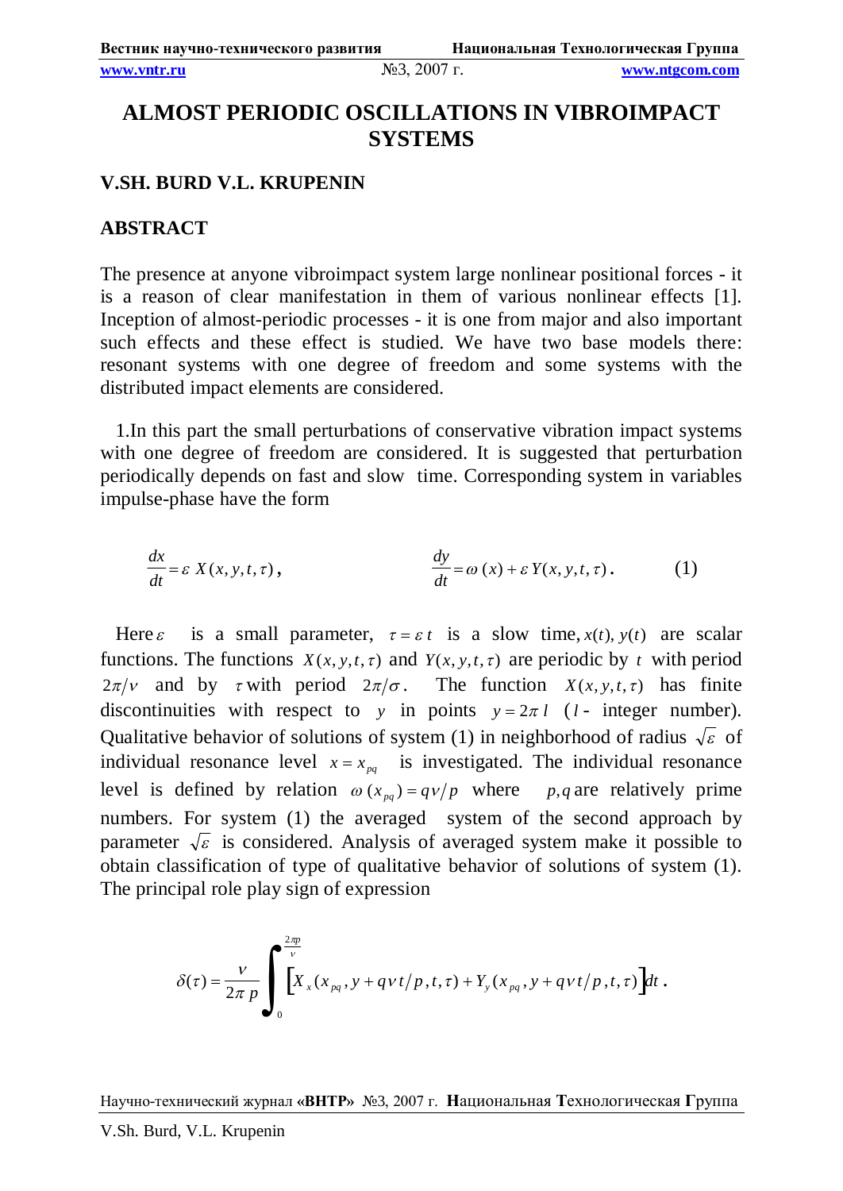# ALMOST PERIODIC OSCILLATIONS IN VIBROIMPACT SYSTEMS

**V.SH. BURD V.L. KRUPENIN**

## ABSTRACT

The presence at anyone vibroimpact system large nonlinear positional forces - it is a reason of clear manifestation in them of various nonlinear effects [1]. Inception of almost-periodic processes - it is one from major and also important such effects and these effect is studied. We have two base models there: resonant systems with one degree of freedom and some systems with the distributed impact elements are considered.

1.In this part the small perturbations of conservative vibration impact systems with one degree of freedom are considered. It is suggested that perturbation periodically depends on fast and slow time. Corresponding system in variables impulse-phase have the form

$$\frac{dx}{dt} = \varepsilon\, X(x, y, t, \tau), \qquad \frac{dy}{dt} = \omega\,(x) + \varepsilon\, Y(x, y, t, \tau). \qquad (1)$$

Here $\varepsilon$ is a small parameter, $\tau = \varepsilon\, t$ is a slow time, $x(t)$, $y(t)$ are scalar functions. The functions $X(x, y, t, \tau)$ and $Y(x, y, t, \tau)$ are periodic by $t$ with period $2\pi/\nu$ and by $\tau$ with period $2\pi/\sigma$. The function $X(x, y, t, \tau)$ has finite discontinuities with respect to $y$ in points $y = 2\pi\, l$ ($l$ - integer number). Qualitative behavior of solutions of system (1) in neighborhood of radius $\sqrt{\varepsilon}$ of individual resonance level $x = x_{pq}$ is investigated. The individual resonance level is defined by relation $\omega\,(x_{pq}) = q\nu/p$ where $p, q$ are relatively prime numbers. For system (1) the averaged system of the second approach by parameter $\sqrt{\varepsilon}$ is considered. Analysis of averaged system make it possible to obtain classification of type of qualitative behavior of solutions of system (1). The principal role play sign of expression

$$\delta(\tau) = \frac{\nu}{2\pi\, p} \int_0^{\frac{2\pi p}{\nu}} \Big[ X_x(x_{pq}, y + q\nu\, t/p, t, \tau) + Y_y(x_{pq}, y + q\nu\, t/p, t, \tau) \Big] dt\,.$$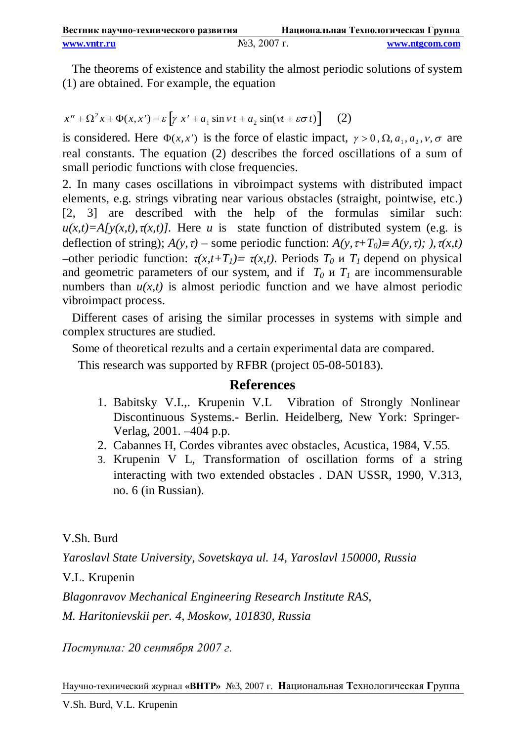The theorems of existence and stability the almost periodic solutions of system (1) are obtained. For example, the equation

$$x'' + \Omega^2 x + \Phi(x, x') = \varepsilon \left[ \gamma\, x' + a_1 \sin \nu t + a_2 \sin(\nu t + \varepsilon \sigma t) \right] \quad (2)$$

is considered. Here $\Phi(x, x')$ is the force of elastic impact, $\gamma > 0$, $\Omega, a_1, a_2, \nu, \sigma$ are real constants. The equation (2) describes the forced oscillations of a sum of small periodic functions with close frequencies.

2. In many cases oscillations in vibroimpact systems with distributed impact elements, e.g. strings vibrating near various obstacles (straight, pointwise, etc.) [2, 3] are described with the help of the formulas similar such: $u(x,t)=A[y(x,t),\tau(x,t)]$. Here $u$ is state function of distributed system (e.g. is deflection of string); $A(y,\tau)$ – some periodic function: $A(y,\tau+T_0)\equiv A(y,\tau);$ ), $\tau(x,t)$ –other periodic function: $\tau(x,t+T_1)\equiv \tau(x,t)$. Periods $T_0$ и $T_1$ depend on physical and geometric parameters of our system, and if $T_0$ и $T_1$ are incommensurable numbers than $u(x,t)$ is almost periodic function and we have almost periodic vibroimpact process.

Different cases of arising the similar processes in systems with simple and complex structures are studied.

Some of theoretical rezults and a certain experimental data are compared.

This research was supported by RFBR (project 05-08-50183).

## References

1. Babitsky V.I.,. Krupenin V.L Vibration of Strongly Nonlinear Discontinuous Systems.- Berlin. Heidelberg, New York: Springer-Verlag, 2001. –404 p.p.
2. Cabannes H, Cordes vibrantes avec obstacles, Acustica, 1984, V.55.
3. Krupenin V L, Transformation of oscillation forms of a string interacting with two extended obstacles . DAN USSR, 1990, V.313, no. 6 (in Russian).

V.Sh. Burd

*Yaroslavl State University, Sovetskaya ul. 14, Yaroslavl 150000, Russia*

V.L. Krupenin

*Blagonravov Mechanical Engineering Research Institute RAS,*

*M. Haritonievskii per. 4, Moskow, 101830, Russia*

*Поступила: 20 сентября 2007 г.*

V.Sh. Burd, V.L. Krupenin